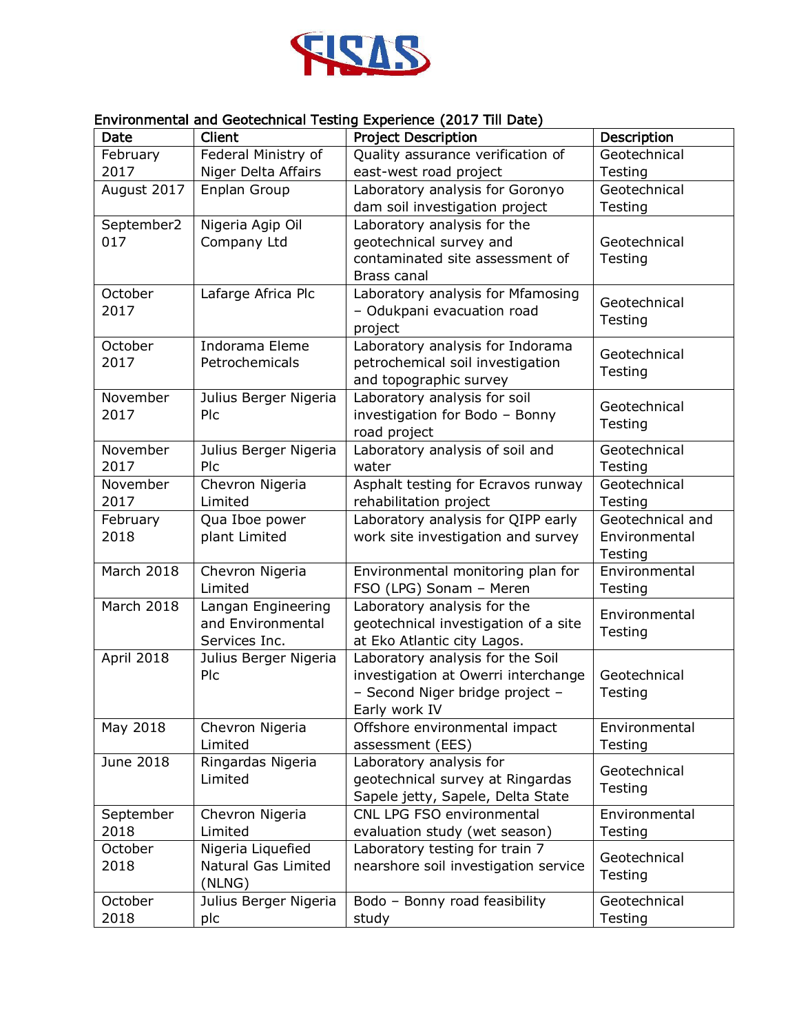FISAS

## Environmental and Geotechnical Testing Experience (2017 Till Date)

| Date | Client | Project Description | Description |
|---|---|---|---|
| February 2017 | Federal Ministry of Niger Delta Affairs | Quality assurance verification of east-west road project | Geotechnical Testing |
| August 2017 | Enplan Group | Laboratory analysis for Goronyo dam soil investigation project | Geotechnical Testing |
| September2017 | Nigeria Agip Oil Company Ltd | Laboratory analysis for the geotechnical survey and contaminated site assessment of Brass canal | Geotechnical Testing |
| October 2017 | Lafarge Africa Plc | Laboratory analysis for Mfamosing – Odukpani evacuation road project | Geotechnical Testing |
| October 2017 | Indorama Eleme Petrochemicals | Laboratory analysis for Indorama petrochemical soil investigation and topographic survey | Geotechnical Testing |
| November 2017 | Julius Berger Nigeria Plc | Laboratory analysis for soil investigation for Bodo – Bonny road project | Geotechnical Testing |
| November 2017 | Julius Berger Nigeria Plc | Laboratory analysis of soil and water | Geotechnical Testing |
| November 2017 | Chevron Nigeria Limited | Asphalt testing for Ecravos runway rehabilitation project | Geotechnical Testing |
| February 2018 | Qua Iboe power plant Limited | Laboratory analysis for QIPP early work site investigation and survey | Geotechnical and Environmental Testing |
| March 2018 | Chevron Nigeria Limited | Environmental monitoring plan for FSO (LPG) Sonam – Meren | Environmental Testing |
| March 2018 | Langan Engineering and Environmental Services Inc. | Laboratory analysis for the geotechnical investigation of a site at Eko Atlantic city Lagos. | Environmental Testing |
| April 2018 | Julius Berger Nigeria Plc | Laboratory analysis for the Soil investigation at Owerri interchange – Second Niger bridge project – Early work IV | Geotechnical Testing |
| May 2018 | Chevron Nigeria Limited | Offshore environmental impact assessment (EES) | Environmental Testing |
| June 2018 | Ringardas Nigeria Limited | Laboratory analysis for geotechnical survey at Ringardas Sapele jetty, Sapele, Delta State | Geotechnical Testing |
| September 2018 | Chevron Nigeria Limited | CNL LPG FSO environmental evaluation study (wet season) | Environmental Testing |
| October 2018 | Nigeria Liquefied Natural Gas Limited (NLNG) | Laboratory testing for train 7 nearshore soil investigation service | Geotechnical Testing |
| October 2018 | Julius Berger Nigeria plc | Bodo – Bonny road feasibility study | Geotechnical Testing |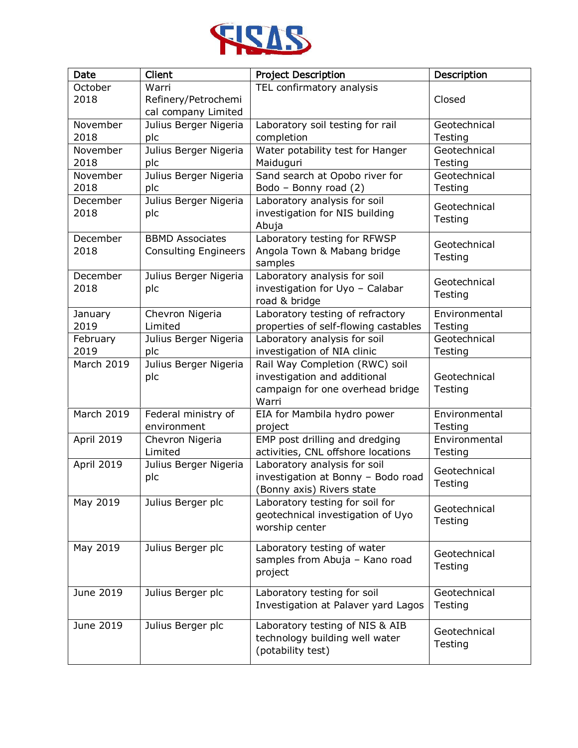| Date | Client | Project Description | Description |
|---|---|---|---|
| October 2018 | Warri Refinery/Petrochemical company Limited | TEL confirmatory analysis | Closed |
| November 2018 | Julius Berger Nigeria plc | Laboratory soil testing for rail completion | Geotechnical Testing |
| November 2018 | Julius Berger Nigeria plc | Water potability test for Hanger Maiduguri | Geotechnical Testing |
| November 2018 | Julius Berger Nigeria plc | Sand search at Opobo river for Bodo – Bonny road (2) | Geotechnical Testing |
| December 2018 | Julius Berger Nigeria plc | Laboratory analysis for soil investigation for NIS building Abuja | Geotechnical Testing |
| December 2018 | BBMD Associates Consulting Engineers | Laboratory testing for RFWSP Angola Town & Mabang bridge samples | Geotechnical Testing |
| December 2018 | Julius Berger Nigeria plc | Laboratory analysis for soil investigation for Uyo – Calabar road & bridge | Geotechnical Testing |
| January 2019 | Chevron Nigeria Limited | Laboratory testing of refractory properties of self-flowing castables | Environmental Testing |
| February 2019 | Julius Berger Nigeria plc | Laboratory analysis for soil investigation of NIA clinic | Geotechnical Testing |
| March 2019 | Julius Berger Nigeria plc | Rail Way Completion (RWC) soil investigation and additional campaign for one overhead bridge Warri | Geotechnical Testing |
| March 2019 | Federal ministry of environment | EIA for Mambila hydro power project | Environmental Testing |
| April 2019 | Chevron Nigeria Limited | EMP post drilling and dredging activities, CNL offshore locations | Environmental Testing |
| April 2019 | Julius Berger Nigeria plc | Laboratory analysis for soil investigation at Bonny – Bodo road (Bonny axis) Rivers state | Geotechnical Testing |
| May 2019 | Julius Berger plc | Laboratory testing for soil for geotechnical investigation of Uyo worship center | Geotechnical Testing |
| May 2019 | Julius Berger plc | Laboratory testing of water samples from Abuja – Kano road project | Geotechnical Testing |
| June 2019 | Julius Berger plc | Laboratory testing for soil Investigation at Palaver yard Lagos | Geotechnical Testing |
| June 2019 | Julius Berger plc | Laboratory testing of NIS & AIB technology building well water (potability test) | Geotechnical Testing |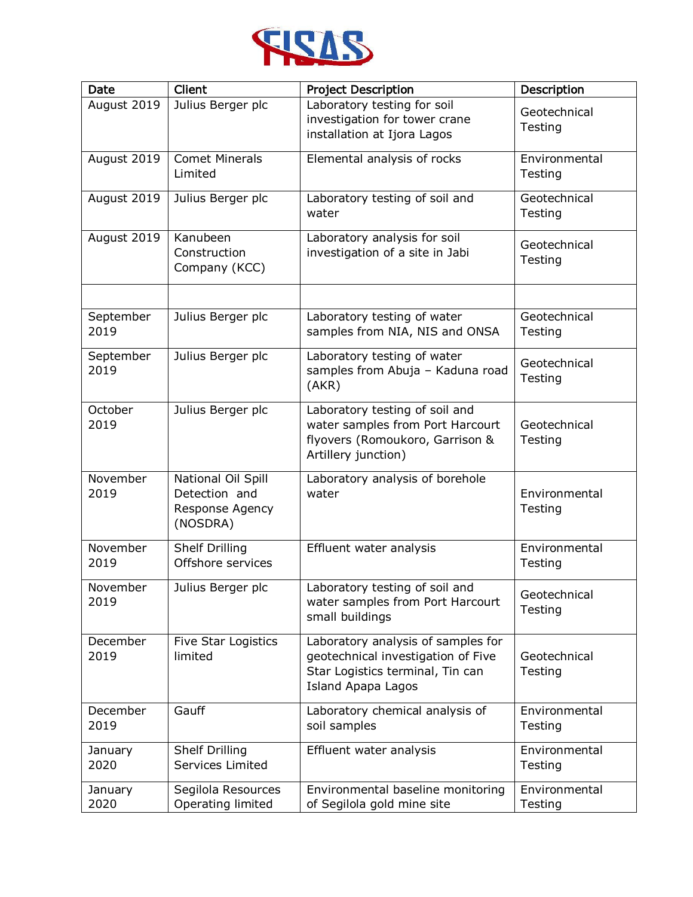| Date | Client | Project Description | Description |
|---|---|---|---|
| August 2019 | Julius Berger plc | Laboratory testing for soil investigation for tower crane installation at Ijora Lagos | Geotechnical Testing |
| August 2019 | Comet Minerals Limited | Elemental analysis of rocks | Environmental Testing |
| August 2019 | Julius Berger plc | Laboratory testing of soil and water | Geotechnical Testing |
| August 2019 | Kanubeen Construction Company (KCC) | Laboratory analysis for soil investigation of a site in Jabi | Geotechnical Testing |
| | | | |
| September 2019 | Julius Berger plc | Laboratory testing of water samples from NIA, NIS and ONSA | Geotechnical Testing |
| September 2019 | Julius Berger plc | Laboratory testing of water samples from Abuja – Kaduna road (AKR) | Geotechnical Testing |
| October 2019 | Julius Berger plc | Laboratory testing of soil and water samples from Port Harcourt flyovers (Romoukoro, Garrison & Artillery junction) | Geotechnical Testing |
| November 2019 | National Oil Spill Detection and Response Agency (NOSDRA) | Laboratory analysis of borehole water | Environmental Testing |
| November 2019 | Shelf Drilling Offshore services | Effluent water analysis | Environmental Testing |
| November 2019 | Julius Berger plc | Laboratory testing of soil and water samples from Port Harcourt small buildings | Geotechnical Testing |
| December 2019 | Five Star Logistics limited | Laboratory analysis of samples for geotechnical investigation of Five Star Logistics terminal, Tin can Island Apapa Lagos | Geotechnical Testing |
| December 2019 | Gauff | Laboratory chemical analysis of soil samples | Environmental Testing |
| January 2020 | Shelf Drilling Services Limited | Effluent water analysis | Environmental Testing |
| January 2020 | Segilola Resources Operating limited | Environmental baseline monitoring of Segilola gold mine site | Environmental Testing |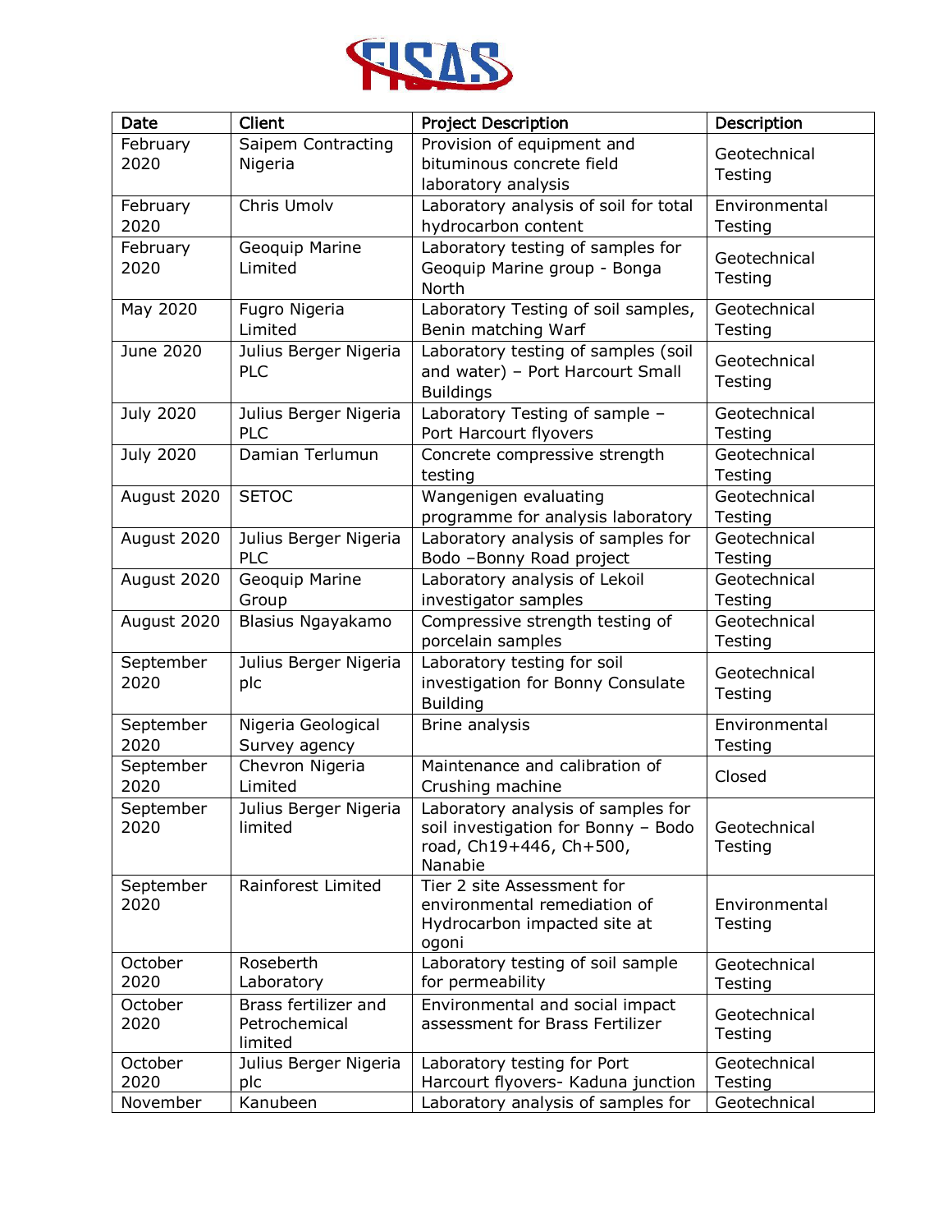| Date | Client | Project Description | Description |
|---|---|---|---|
| February 2020 | Saipem Contracting Nigeria | Provision of equipment and bituminous concrete field laboratory analysis | Geotechnical Testing |
| February 2020 | Chris Umolv | Laboratory analysis of soil for total hydrocarbon content | Environmental Testing |
| February 2020 | Geoquip Marine Limited | Laboratory testing of samples for Geoquip Marine group - Bonga North | Geotechnical Testing |
| May 2020 | Fugro Nigeria Limited | Laboratory Testing of soil samples, Benin matching Warf | Geotechnical Testing |
| June 2020 | Julius Berger Nigeria PLC | Laboratory testing of samples (soil and water) – Port Harcourt Small Buildings | Geotechnical Testing |
| July 2020 | Julius Berger Nigeria PLC | Laboratory Testing of sample – Port Harcourt flyovers | Geotechnical Testing |
| July 2020 | Damian Terlumun | Concrete compressive strength testing | Geotechnical Testing |
| August 2020 | SETOC | Wangenigen evaluating programme for analysis laboratory | Geotechnical Testing |
| August 2020 | Julius Berger Nigeria PLC | Laboratory analysis of samples for Bodo –Bonny Road project | Geotechnical Testing |
| August 2020 | Geoquip Marine Group | Laboratory analysis of Lekoil investigator samples | Geotechnical Testing |
| August 2020 | Blasius Ngayakamo | Compressive strength testing of porcelain samples | Geotechnical Testing |
| September 2020 | Julius Berger Nigeria plc | Laboratory testing for soil investigation for Bonny Consulate Building | Geotechnical Testing |
| September 2020 | Nigeria Geological Survey agency | Brine analysis | Environmental Testing |
| September 2020 | Chevron Nigeria Limited | Maintenance and calibration of Crushing machine | Closed |
| September 2020 | Julius Berger Nigeria limited | Laboratory analysis of samples for soil investigation for Bonny – Bodo road, Ch19+446, Ch+500, Nanabie | Geotechnical Testing |
| September 2020 | Rainforest Limited | Tier 2 site Assessment for environmental remediation of Hydrocarbon impacted site at ogoni | Environmental Testing |
| October 2020 | Roseberth Laboratory | Laboratory testing of soil sample for permeability | Geotechnical Testing |
| October 2020 | Brass fertilizer and Petrochemical limited | Environmental and social impact assessment for Brass Fertilizer | Geotechnical Testing |
| October 2020 | Julius Berger Nigeria plc | Laboratory testing for Port Harcourt flyovers- Kaduna junction | Geotechnical Testing |
| November | Kanubeen | Laboratory analysis of samples for | Geotechnical |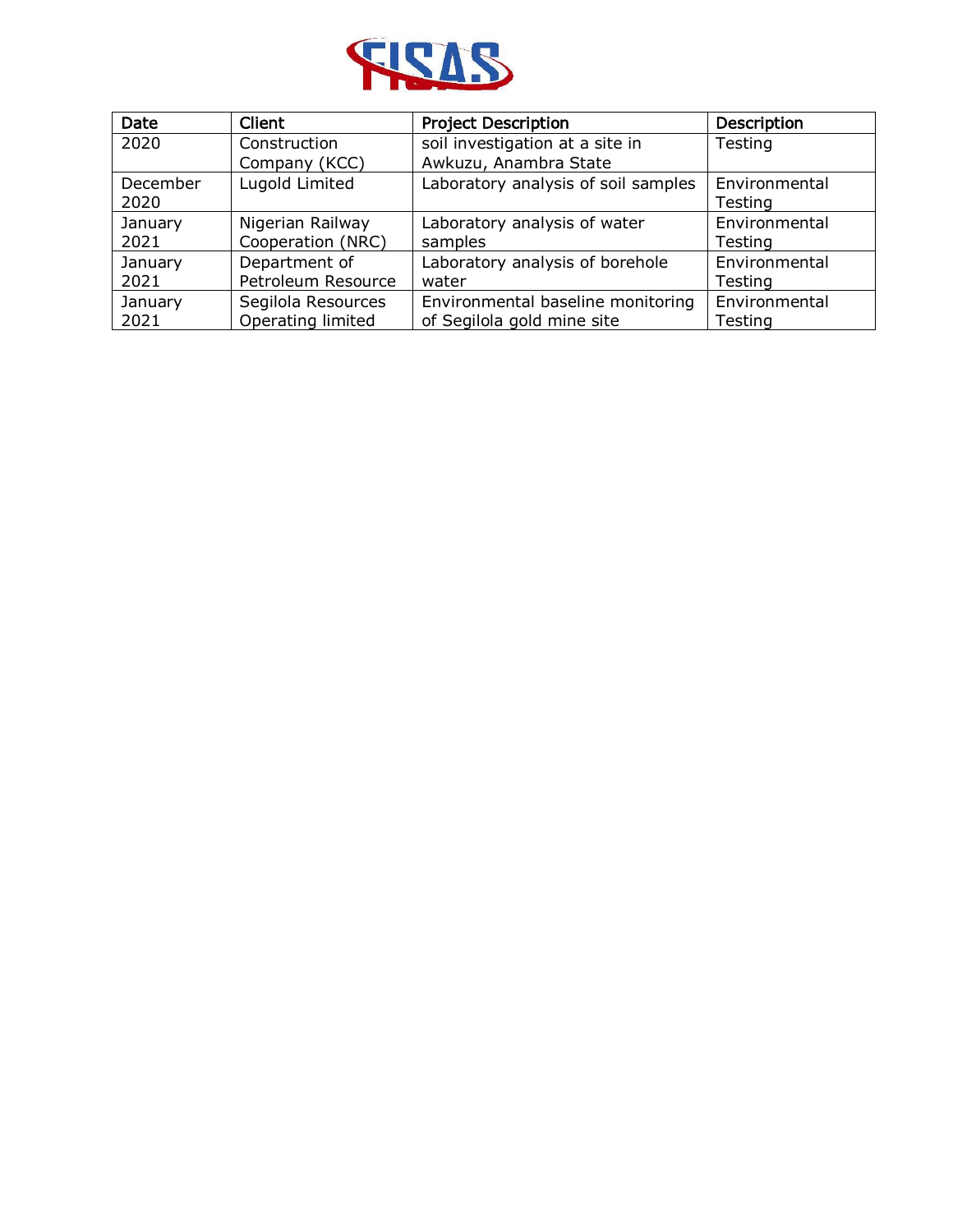| Date | Client | Project Description | Description |
|---|---|---|---|
| 2020 | Construction Company (KCC) | soil investigation at a site in Awkuzu, Anambra State | Testing |
| December 2020 | Lugold Limited | Laboratory analysis of soil samples | Environmental Testing |
| January 2021 | Nigerian Railway Cooperation (NRC) | Laboratory analysis of water samples | Environmental Testing |
| January 2021 | Department of Petroleum Resource | Laboratory analysis of borehole water | Environmental Testing |
| January 2021 | Segilola Resources Operating limited | Environmental baseline monitoring of Segilola gold mine site | Environmental Testing |